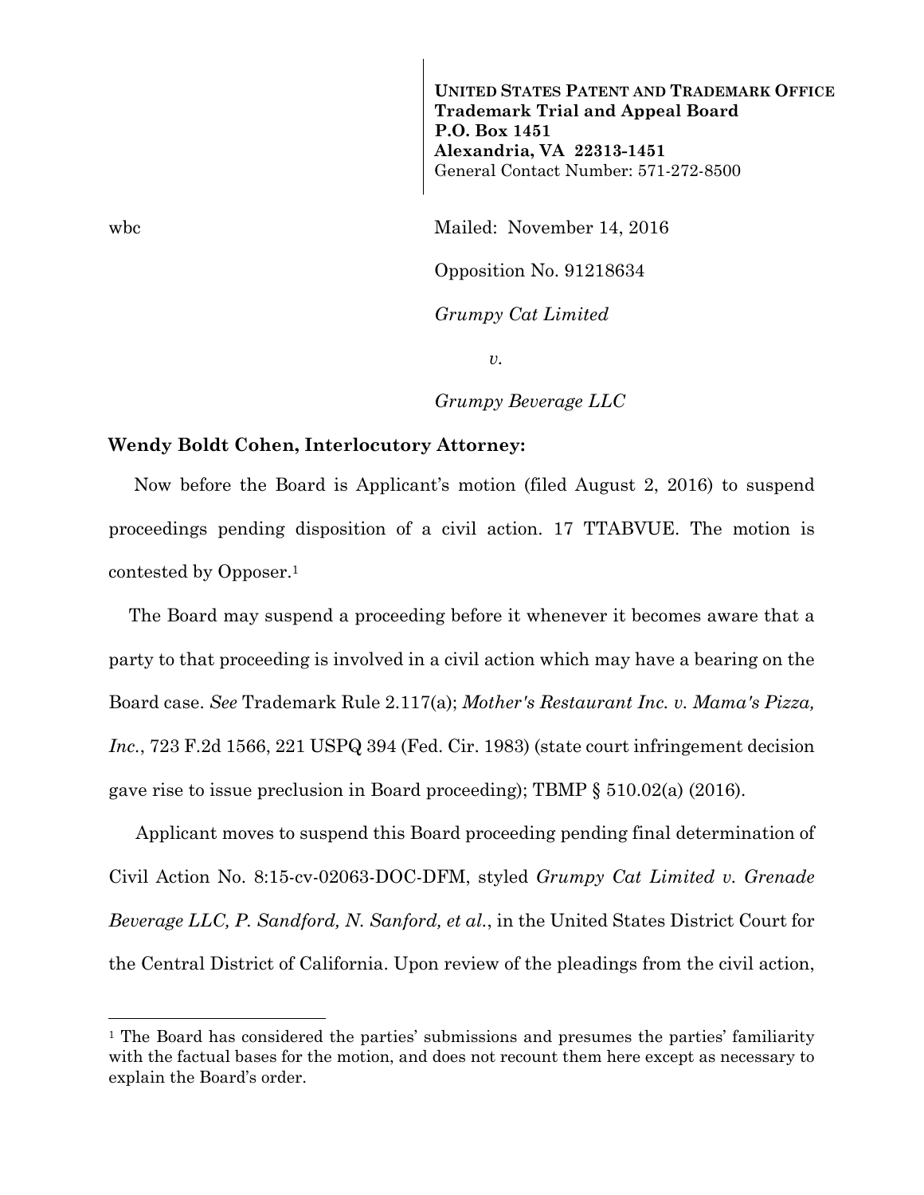**UNITED STATES PATENT AND TRADEMARK OFFICE**
**Trademark Trial and Appeal Board**
**P.O. Box 1451**
**Alexandria, VA 22313-1451**
General Contact Number: 571-272-8500

wbc

Mailed: November 14, 2016

Opposition No. 91218634

*Grumpy Cat Limited*

*v.*

*Grumpy Beverage LLC*

**Wendy Boldt Cohen, Interlocutory Attorney:**

Now before the Board is Applicant's motion (filed August 2, 2016) to suspend proceedings pending disposition of a civil action. 17 TTABVUE. The motion is contested by Opposer.[1]

The Board may suspend a proceeding before it whenever it becomes aware that a party to that proceeding is involved in a civil action which may have a bearing on the Board case. *See* Trademark Rule 2.117(a); *Mother's Restaurant Inc. v. Mama's Pizza, Inc.*, 723 F.2d 1566, 221 USPQ 394 (Fed. Cir. 1983) (state court infringement decision gave rise to issue preclusion in Board proceeding); TBMP § 510.02(a) (2016).

Applicant moves to suspend this Board proceeding pending final determination of Civil Action No. 8:15-cv-02063-DOC-DFM, styled *Grumpy Cat Limited v. Grenade Beverage LLC, P. Sandford, N. Sanford, et al.*, in the United States District Court for the Central District of California. Upon review of the pleadings from the civil action,

---

[1] The Board has considered the parties' submissions and presumes the parties' familiarity with the factual bases for the motion, and does not recount them here except as necessary to explain the Board's order.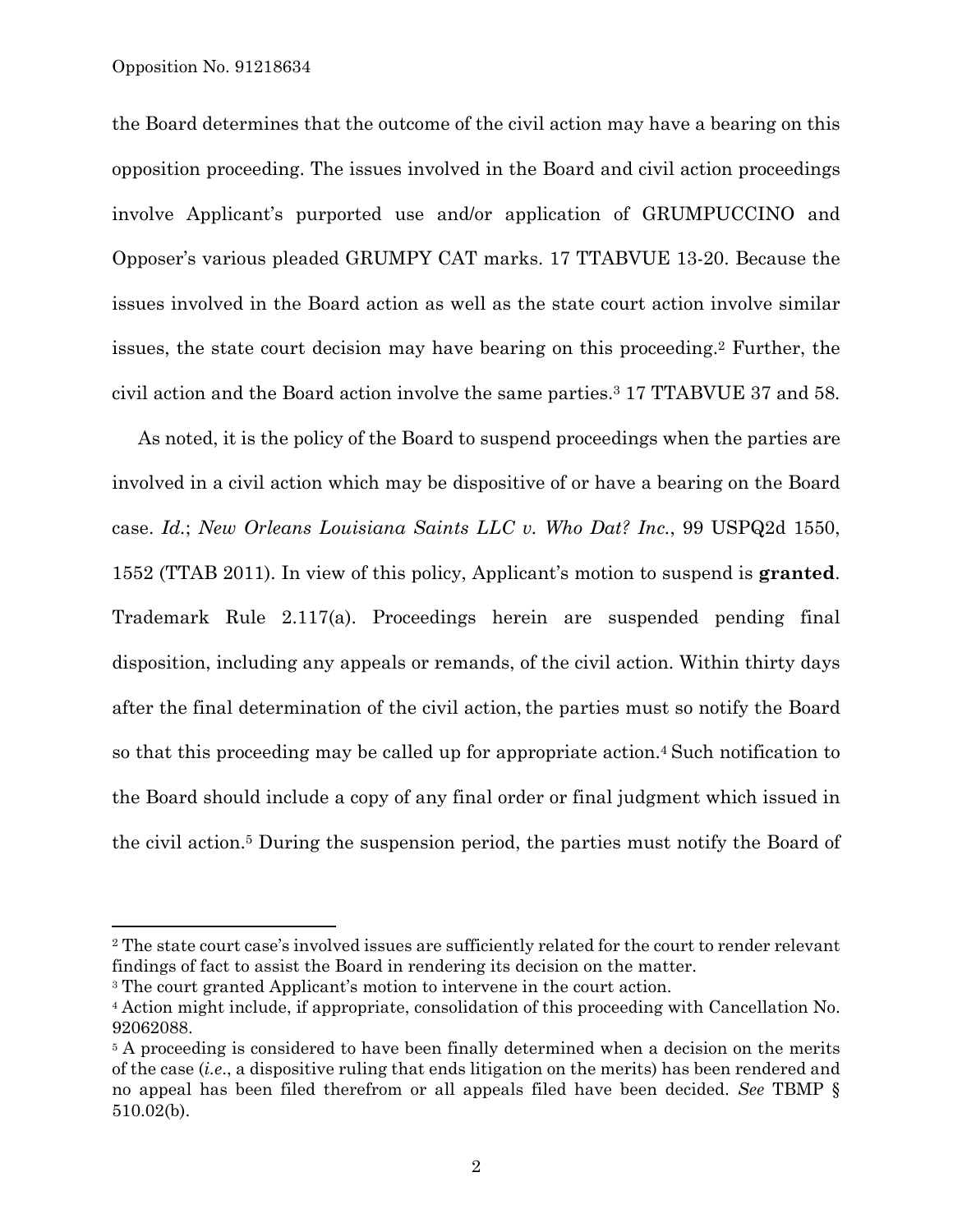the Board determines that the outcome of the civil action may have a bearing on this opposition proceeding. The issues involved in the Board and civil action proceedings involve Applicant's purported use and/or application of GRUMPUCCINO and Opposer's various pleaded GRUMPY CAT marks. 17 TTABVUE 13-20. Because the issues involved in the Board action as well as the state court action involve similar issues, the state court decision may have bearing on this proceeding.[2] Further, the civil action and the Board action involve the same parties.[3] 17 TTABVUE 37 and 58.

As noted, it is the policy of the Board to suspend proceedings when the parties are involved in a civil action which may be dispositive of or have a bearing on the Board case. *Id.*; *New Orleans Louisiana Saints LLC v. Who Dat? Inc.*, 99 USPQ2d 1550, 1552 (TTAB 2011). In view of this policy, Applicant's motion to suspend is **granted**. Trademark Rule 2.117(a). Proceedings herein are suspended pending final disposition, including any appeals or remands, of the civil action. Within thirty days after the final determination of the civil action, the parties must so notify the Board so that this proceeding may be called up for appropriate action.[4] Such notification to the Board should include a copy of any final order or final judgment which issued in the civil action.[5] During the suspension period, the parties must notify the Board of

---

[2] The state court case's involved issues are sufficiently related for the court to render relevant findings of fact to assist the Board in rendering its decision on the matter.

[3] The court granted Applicant's motion to intervene in the court action.

[4] Action might include, if appropriate, consolidation of this proceeding with Cancellation No. 92062088.

[5] A proceeding is considered to have been finally determined when a decision on the merits of the case (*i.e.*, a dispositive ruling that ends litigation on the merits) has been rendered and no appeal has been filed therefrom or all appeals filed have been decided. *See* TBMP § 510.02(b).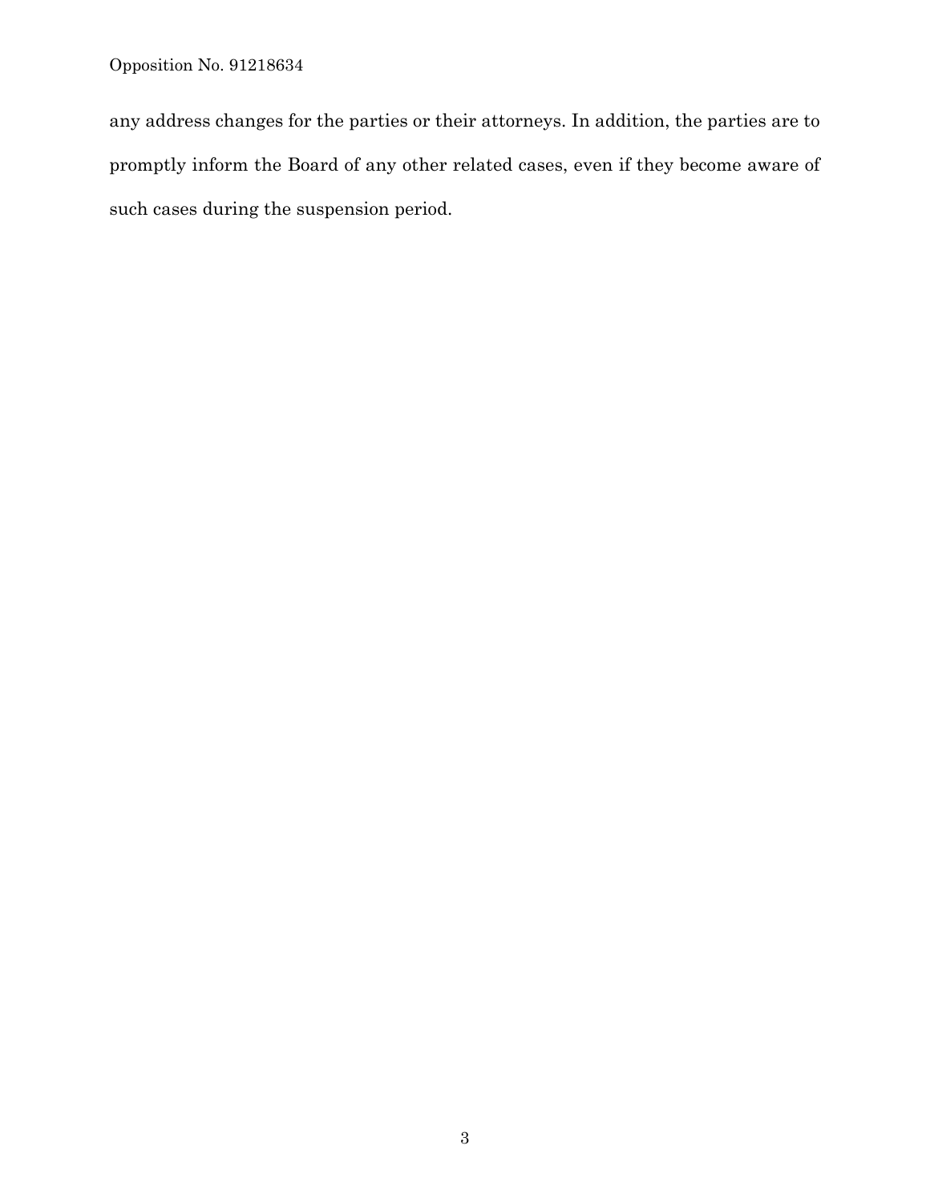any address changes for the parties or their attorneys. In addition, the parties are to promptly inform the Board of any other related cases, even if they become aware of such cases during the suspension period.